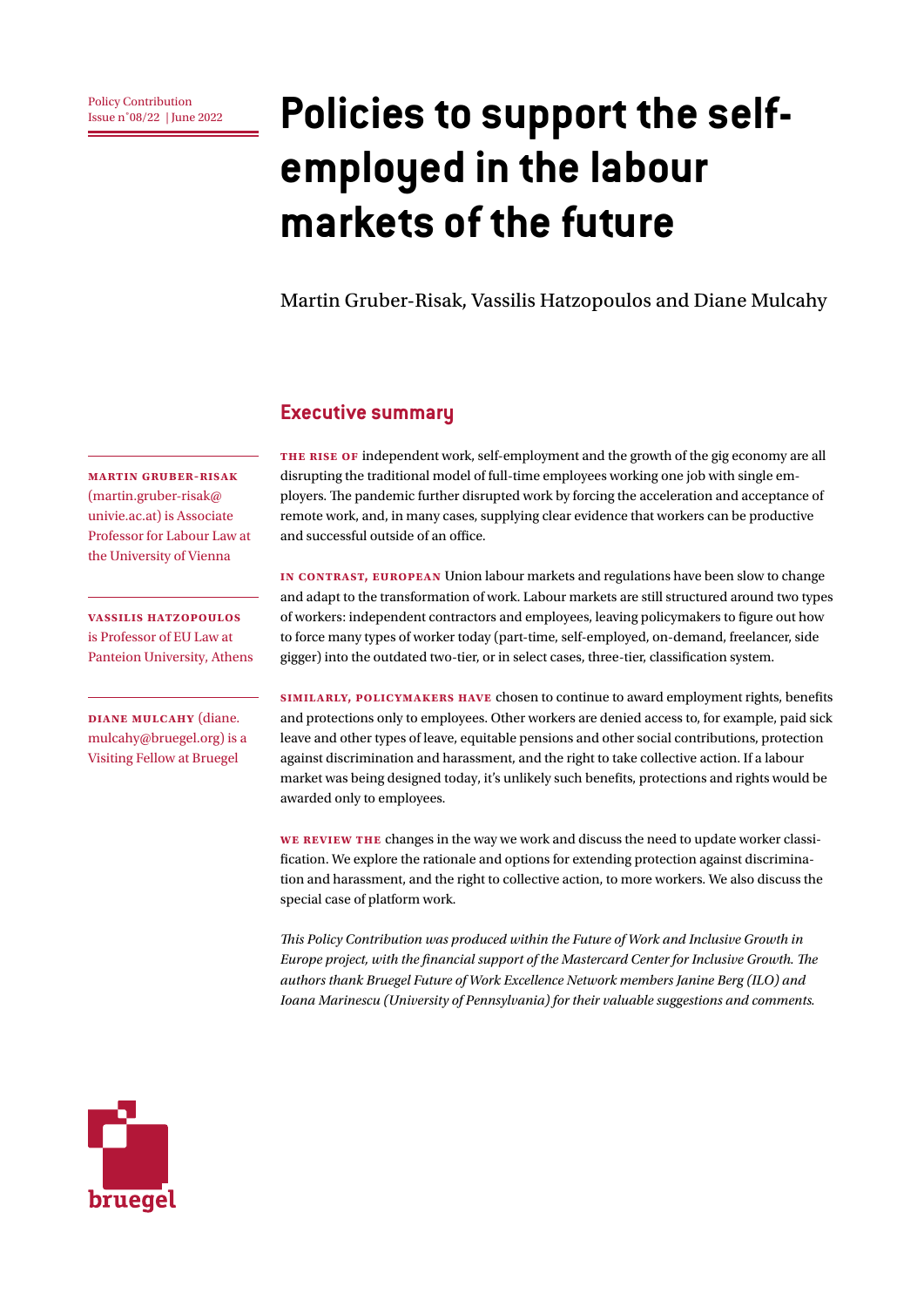Policy Contribution
Issue n˚08/22 | June 2022

# Policies to support the self-employed in the labour markets of the future

Martin Gruber-Risak, Vassilis Hatzopoulos and Diane Mulcahy

**MARTIN GRUBER-RISAK** (martin.gruber-risak@univie.ac.at) is Associate Professor for Labour Law at the University of Vienna

**VASSILIS HATZOPOULOS** is Professor of EU Law at Panteion University, Athens

**DIANE MULCAHY** (diane.mulcahy@bruegel.org) is a Visiting Fellow at Bruegel

## Executive summary

**THE RISE OF** independent work, self-employment and the growth of the gig economy are all disrupting the traditional model of full-time employees working one job with single employers. The pandemic further disrupted work by forcing the acceleration and acceptance of remote work, and, in many cases, supplying clear evidence that workers can be productive and successful outside of an office.

**IN CONTRAST, EUROPEAN** Union labour markets and regulations have been slow to change and adapt to the transformation of work. Labour markets are still structured around two types of workers: independent contractors and employees, leaving policymakers to figure out how to force many types of worker today (part-time, self-employed, on-demand, freelancer, side gigger) into the outdated two-tier, or in select cases, three-tier, classification system.

**SIMILARLY, POLICYMAKERS HAVE** chosen to continue to award employment rights, benefits and protections only to employees. Other workers are denied access to, for example, paid sick leave and other types of leave, equitable pensions and other social contributions, protection against discrimination and harassment, and the right to take collective action. If a labour market was being designed today, it's unlikely such benefits, protections and rights would be awarded only to employees.

**WE REVIEW THE** changes in the way we work and discuss the need to update worker classification. We explore the rationale and options for extending protection against discrimination and harassment, and the right to collective action, to more workers. We also discuss the special case of platform work.

*This Policy Contribution was produced within the Future of Work and Inclusive Growth in Europe project, with the financial support of the Mastercard Center for Inclusive Growth. The authors thank Bruegel Future of Work Excellence Network members Janine Berg (ILO) and Ioana Marinescu (University of Pennsylvania) for their valuable suggestions and comments.*

bruegel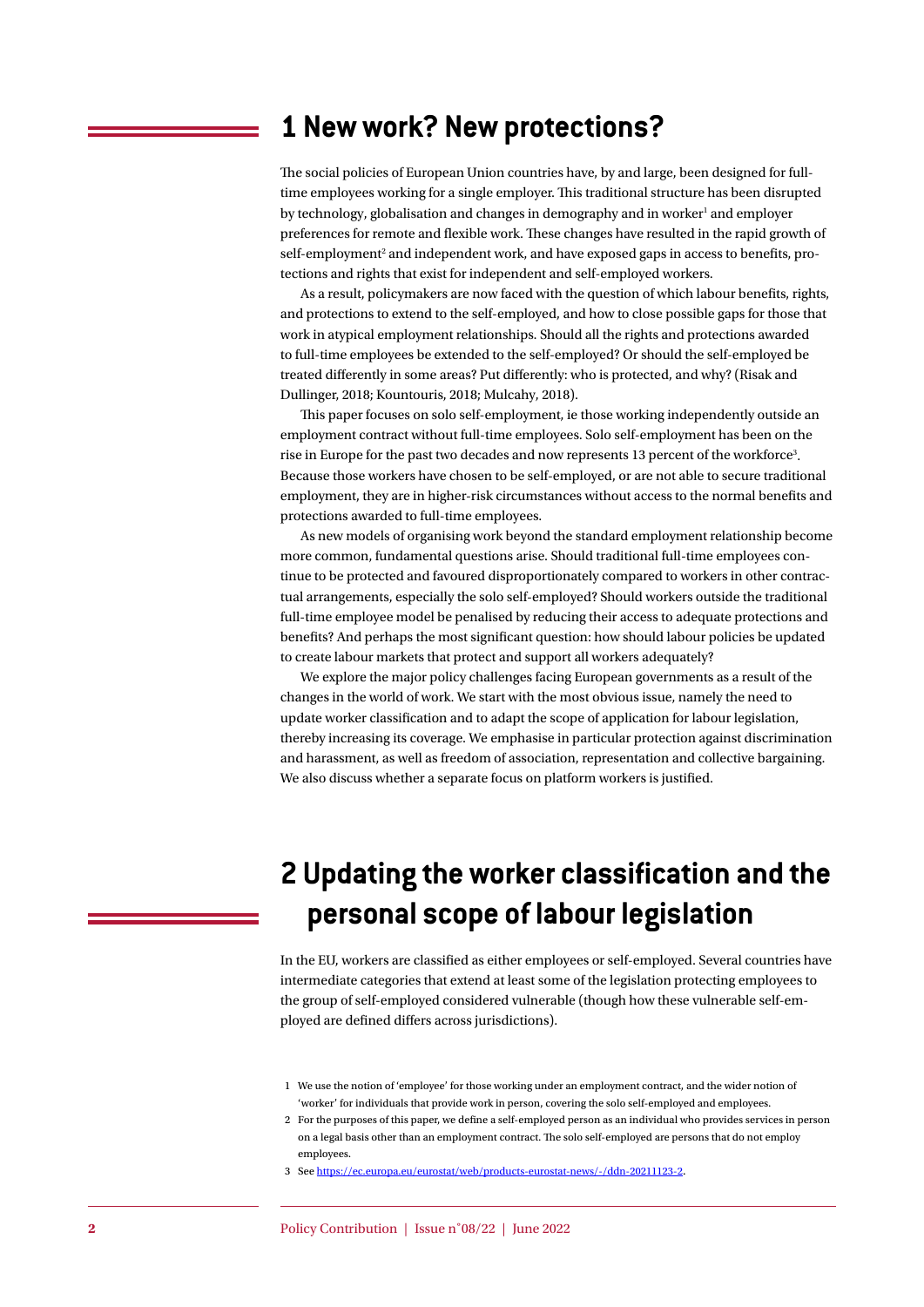# 1 New work? New protections?

The social policies of European Union countries have, by and large, been designed for full-time employees working for a single employer. This traditional structure has been disrupted by technology, globalisation and changes in demography and in worker[1] and employer preferences for remote and flexible work. These changes have resulted in the rapid growth of self-employment[2] and independent work, and have exposed gaps in access to benefits, protections and rights that exist for independent and self-employed workers.

As a result, policymakers are now faced with the question of which labour benefits, rights, and protections to extend to the self-employed, and how to close possible gaps for those that work in atypical employment relationships. Should all the rights and protections awarded to full-time employees be extended to the self-employed? Or should the self-employed be treated differently in some areas? Put differently: who is protected, and why? (Risak and Dullinger, 2018; Kountouris, 2018; Mulcahy, 2018).

This paper focuses on solo self-employment, ie those working independently outside an employment contract without full-time employees. Solo self-employment has been on the rise in Europe for the past two decades and now represents 13 percent of the workforce[3]. Because those workers have chosen to be self-employed, or are not able to secure traditional employment, they are in higher-risk circumstances without access to the normal benefits and protections awarded to full-time employees.

As new models of organising work beyond the standard employment relationship become more common, fundamental questions arise. Should traditional full-time employees continue to be protected and favoured disproportionately compared to workers in other contractual arrangements, especially the solo self-employed? Should workers outside the traditional full-time employee model be penalised by reducing their access to adequate protections and benefits? And perhaps the most significant question: how should labour policies be updated to create labour markets that protect and support all workers adequately?

We explore the major policy challenges facing European governments as a result of the changes in the world of work. We start with the most obvious issue, namely the need to update worker classification and to adapt the scope of application for labour legislation, thereby increasing its coverage. We emphasise in particular protection against discrimination and harassment, as well as freedom of association, representation and collective bargaining. We also discuss whether a separate focus on platform workers is justified.

# 2 Updating the worker classification and the personal scope of labour legislation

In the EU, workers are classified as either employees or self-employed. Several countries have intermediate categories that extend at least some of the legislation protecting employees to the group of self-employed considered vulnerable (though how these vulnerable self-employed are defined differs across jurisdictions).

1 We use the notion of 'employee' for those working under an employment contract, and the wider notion of 'worker' for individuals that provide work in person, covering the solo self-employed and employees.

2 For the purposes of this paper, we define a self-employed person as an individual who provides services in person on a legal basis other than an employment contract. The solo self-employed are persons that do not employ employees.

3 See https://ec.europa.eu/eurostat/web/products-eurostat-news/-/ddn-20211123-2.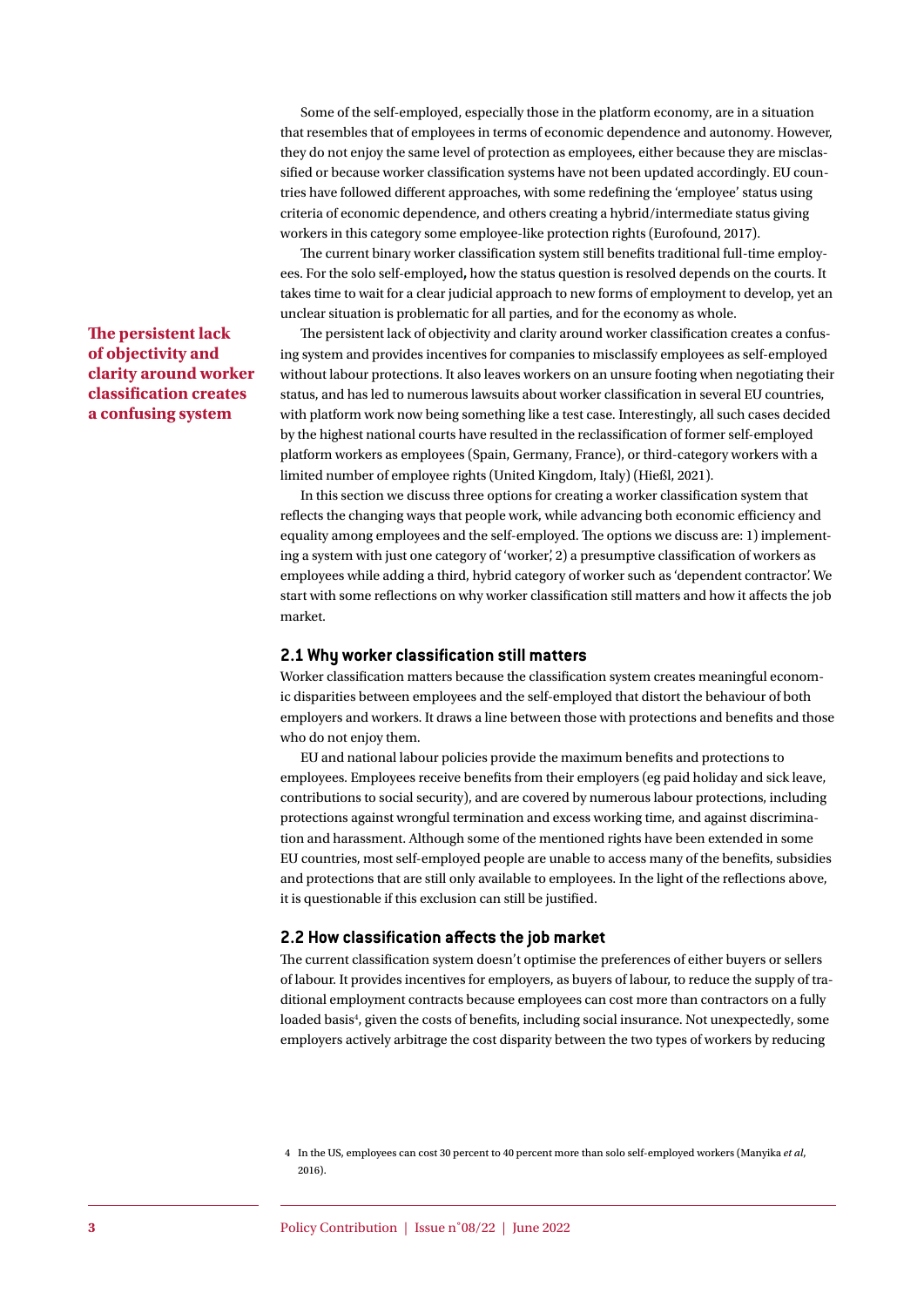Some of the self-employed, especially those in the platform economy, are in a situation that resembles that of employees in terms of economic dependence and autonomy. However, they do not enjoy the same level of protection as employees, either because they are misclassified or because worker classification systems have not been updated accordingly. EU countries have followed different approaches, with some redefining the 'employee' status using criteria of economic dependence, and others creating a hybrid/intermediate status giving workers in this category some employee-like protection rights (Eurofound, 2017).

The current binary worker classification system still benefits traditional full-time employees. For the solo self-employed**,** how the status question is resolved depends on the courts. It takes time to wait for a clear judicial approach to new forms of employment to develop, yet an unclear situation is problematic for all parties, and for the economy as whole.

**The persistent lack of objectivity and clarity around worker classification creates a confusing system**

The persistent lack of objectivity and clarity around worker classification creates a confusing system and provides incentives for companies to misclassify employees as self-employed without labour protections. It also leaves workers on an unsure footing when negotiating their status, and has led to numerous lawsuits about worker classification in several EU countries, with platform work now being something like a test case. Interestingly, all such cases decided by the highest national courts have resulted in the reclassification of former self-employed platform workers as employees (Spain, Germany, France), or third-category workers with a limited number of employee rights (United Kingdom, Italy) (Hießl, 2021).

In this section we discuss three options for creating a worker classification system that reflects the changing ways that people work, while advancing both economic efficiency and equality among employees and the self-employed. The options we discuss are: 1) implementing a system with just one category of 'worker', 2) a presumptive classification of workers as employees while adding a third, hybrid category of worker such as 'dependent contractor'. We start with some reflections on why worker classification still matters and how it affects the job market.

## 2.1 Why worker classification still matters

Worker classification matters because the classification system creates meaningful economic disparities between employees and the self-employed that distort the behaviour of both employers and workers. It draws a line between those with protections and benefits and those who do not enjoy them.

EU and national labour policies provide the maximum benefits and protections to employees. Employees receive benefits from their employers (eg paid holiday and sick leave, contributions to social security), and are covered by numerous labour protections, including protections against wrongful termination and excess working time, and against discrimination and harassment. Although some of the mentioned rights have been extended in some EU countries, most self-employed people are unable to access many of the benefits, subsidies and protections that are still only available to employees. In the light of the reflections above, it is questionable if this exclusion can still be justified.

## 2.2 How classification affects the job market

The current classification system doesn't optimise the preferences of either buyers or sellers of labour. It provides incentives for employers, as buyers of labour, to reduce the supply of traditional employment contracts because employees can cost more than contractors on a fully loaded basis[4], given the costs of benefits, including social insurance. Not unexpectedly, some employers actively arbitrage the cost disparity between the two types of workers by reducing

4 In the US, employees can cost 30 percent to 40 percent more than solo self-employed workers (Manyika *et al*, 2016).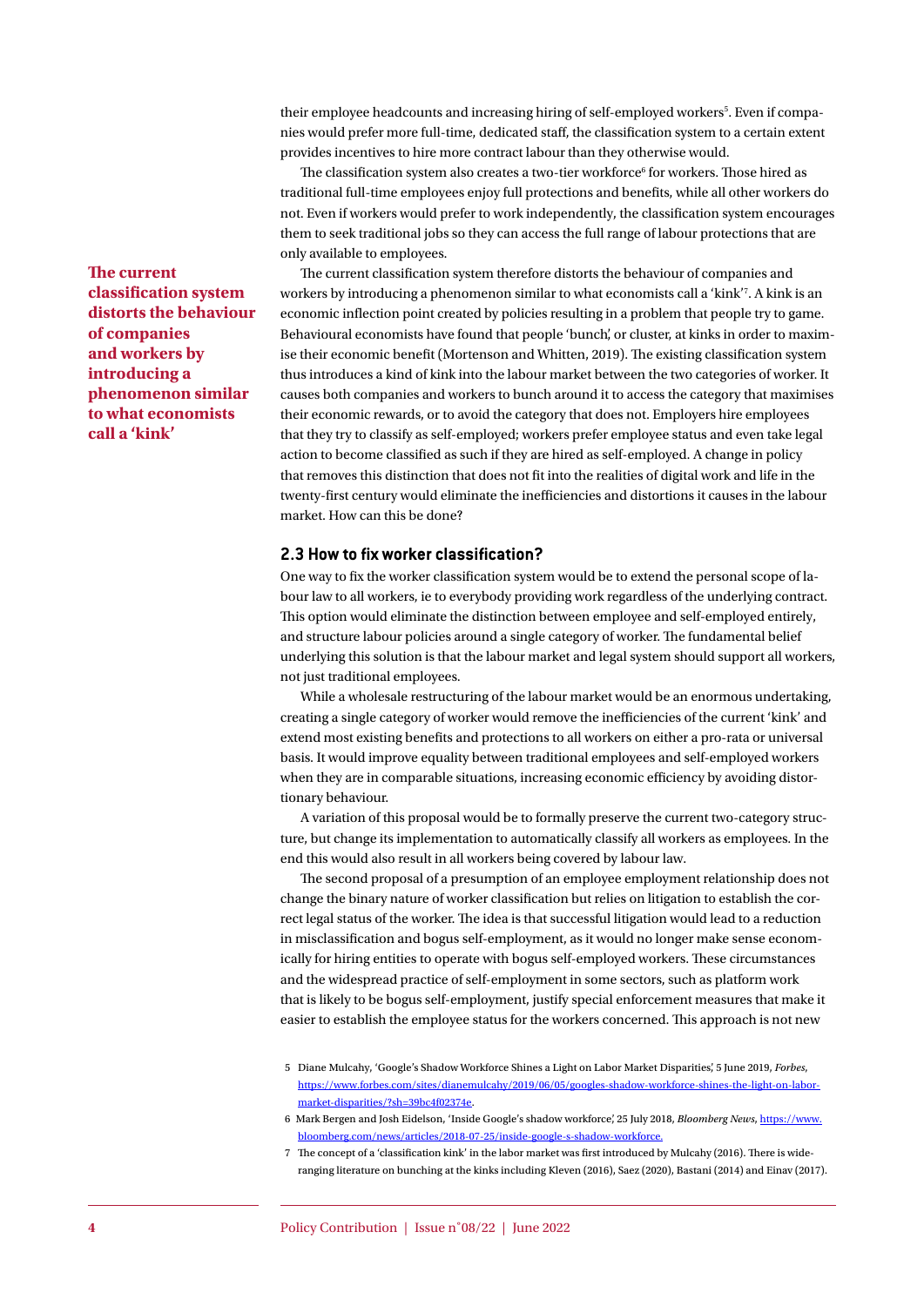their employee headcounts and increasing hiring of self-employed workers[5]. Even if companies would prefer more full-time, dedicated staff, the classification system to a certain extent provides incentives to hire more contract labour than they otherwise would.

The classification system also creates a two-tier workforce[6] for workers. Those hired as traditional full-time employees enjoy full protections and benefits, while all other workers do not. Even if workers would prefer to work independently, the classification system encourages them to seek traditional jobs so they can access the full range of labour protections that are only available to employees.

**The current classification system distorts the behaviour of companies and workers by introducing a phenomenon similar to what economists call a 'kink'**

The current classification system therefore distorts the behaviour of companies and workers by introducing a phenomenon similar to what economists call a 'kink'[7]. A kink is an economic inflection point created by policies resulting in a problem that people try to game. Behavioural economists have found that people 'bunch', or cluster, at kinks in order to maximise their economic benefit (Mortenson and Whitten, 2019). The existing classification system thus introduces a kind of kink into the labour market between the two categories of worker. It causes both companies and workers to bunch around it to access the category that maximises their economic rewards, or to avoid the category that does not. Employers hire employees that they try to classify as self-employed; workers prefer employee status and even take legal action to become classified as such if they are hired as self-employed. A change in policy that removes this distinction that does not fit into the realities of digital work and life in the twenty-first century would eliminate the inefficiencies and distortions it causes in the labour market. How can this be done?

## 2.3 How to fix worker classification?

One way to fix the worker classification system would be to extend the personal scope of labour law to all workers, ie to everybody providing work regardless of the underlying contract. This option would eliminate the distinction between employee and self-employed entirely, and structure labour policies around a single category of worker. The fundamental belief underlying this solution is that the labour market and legal system should support all workers, not just traditional employees.

While a wholesale restructuring of the labour market would be an enormous undertaking, creating a single category of worker would remove the inefficiencies of the current 'kink' and extend most existing benefits and protections to all workers on either a pro-rata or universal basis. It would improve equality between traditional employees and self-employed workers when they are in comparable situations, increasing economic efficiency by avoiding distortionary behaviour.

A variation of this proposal would be to formally preserve the current two-category structure, but change its implementation to automatically classify all workers as employees. In the end this would also result in all workers being covered by labour law.

The second proposal of a presumption of an employee employment relationship does not change the binary nature of worker classification but relies on litigation to establish the correct legal status of the worker. The idea is that successful litigation would lead to a reduction in misclassification and bogus self-employment, as it would no longer make sense economically for hiring entities to operate with bogus self-employed workers. These circumstances and the widespread practice of self-employment in some sectors, such as platform work that is likely to be bogus self-employment, justify special enforcement measures that make it easier to establish the employee status for the workers concerned. This approach is not new

5 Diane Mulcahy, 'Google's Shadow Workforce Shines a Light on Labor Market Disparities', 5 June 2019, *Forbes*, https://www.forbes.com/sites/dianemulcahy/2019/06/05/googles-shadow-workforce-shines-the-light-on-labor-market-disparities/?sh=39bc4f02374e.

6 Mark Bergen and Josh Eidelson, 'Inside Google's shadow workforce', 25 July 2018, *Bloomberg News*, https://www.bloomberg.com/news/articles/2018-07-25/inside-google-s-shadow-workforce.

7 The concept of a 'classification kink' in the labor market was first introduced by Mulcahy (2016). There is wide-ranging literature on bunching at the kinks including Kleven (2016), Saez (2020), Bastani (2014) and Einav (2017).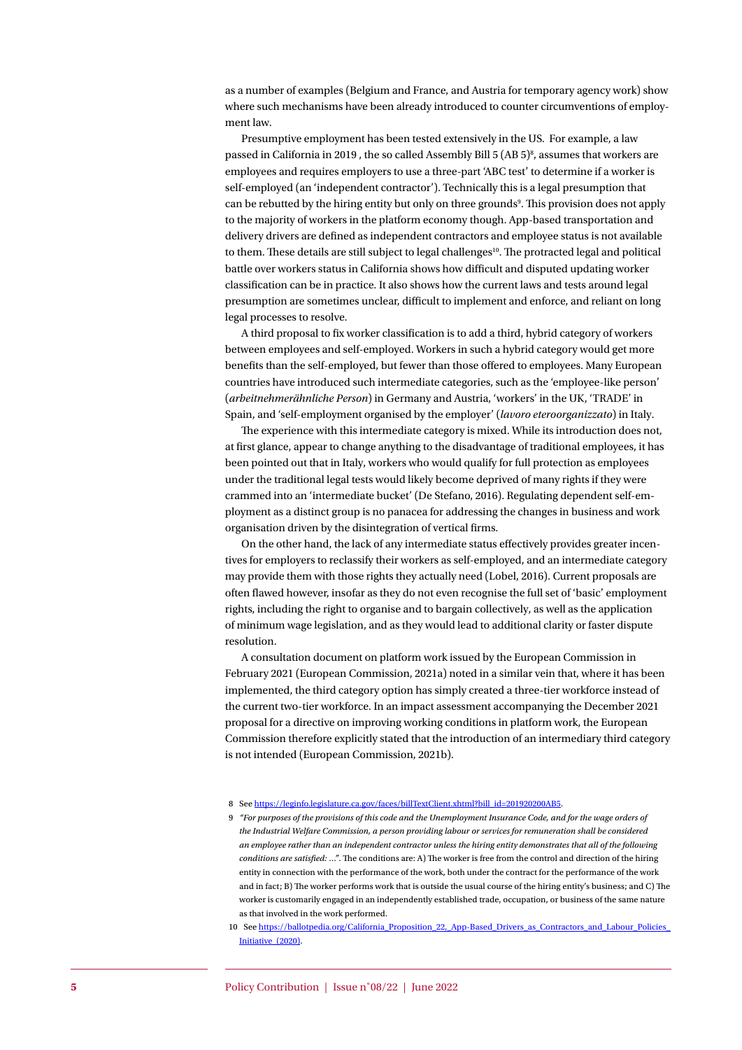as a number of examples (Belgium and France, and Austria for temporary agency work) show where such mechanisms have been already introduced to counter circumventions of employment law.

Presumptive employment has been tested extensively in the US. For example, a law passed in California in 2019 , the so called Assembly Bill 5 (AB 5)[8], assumes that workers are employees and requires employers to use a three-part 'ABC test' to determine if a worker is self-employed (an 'independent contractor'). Technically this is a legal presumption that can be rebutted by the hiring entity but only on three grounds[9]. This provision does not apply to the majority of workers in the platform economy though. App-based transportation and delivery drivers are defined as independent contractors and employee status is not available to them. These details are still subject to legal challenges[10]. The protracted legal and political battle over workers status in California shows how difficult and disputed updating worker classification can be in practice. It also shows how the current laws and tests around legal presumption are sometimes unclear, difficult to implement and enforce, and reliant on long legal processes to resolve.

A third proposal to fix worker classification is to add a third, hybrid category of workers between employees and self-employed. Workers in such a hybrid category would get more benefits than the self-employed, but fewer than those offered to employees. Many European countries have introduced such intermediate categories, such as the 'employee-like person' (*arbeitnehmerähnliche Person*) in Germany and Austria, 'workers' in the UK, 'TRADE' in Spain, and 'self-employment organised by the employer' (*lavoro eteroorganizzato*) in Italy.

The experience with this intermediate category is mixed. While its introduction does not, at first glance, appear to change anything to the disadvantage of traditional employees, it has been pointed out that in Italy, workers who would qualify for full protection as employees under the traditional legal tests would likely become deprived of many rights if they were crammed into an 'intermediate bucket' (De Stefano, 2016). Regulating dependent self-employment as a distinct group is no panacea for addressing the changes in business and work organisation driven by the disintegration of vertical firms.

On the other hand, the lack of any intermediate status effectively provides greater incentives for employers to reclassify their workers as self-employed, and an intermediate category may provide them with those rights they actually need (Lobel, 2016). Current proposals are often flawed however, insofar as they do not even recognise the full set of 'basic' employment rights, including the right to organise and to bargain collectively, as well as the application of minimum wage legislation, and as they would lead to additional clarity or faster dispute resolution.

A consultation document on platform work issued by the European Commission in February 2021 (European Commission, 2021a) noted in a similar vein that, where it has been implemented, the third category option has simply created a three-tier workforce instead of the current two-tier workforce. In an impact assessment accompanying the December 2021 proposal for a directive on improving working conditions in platform work, the European Commission therefore explicitly stated that the introduction of an intermediary third category is not intended (European Commission, 2021b).

8 See https://leginfo.legislature.ca.gov/faces/billTextClient.xhtml?bill_id=201920200AB5.

9 *"For purposes of the provisions of this code and the Unemployment Insurance Code, and for the wage orders of the Industrial Welfare Commission, a person providing labour or services for remuneration shall be considered an employee rather than an independent contractor unless the hiring entity demonstrates that all of the following conditions are satisfied: …"*. The conditions are: A) The worker is free from the control and direction of the hiring entity in connection with the performance of the work, both under the contract for the performance of the work and in fact; B) The worker performs work that is outside the usual course of the hiring entity's business; and C) The worker is customarily engaged in an independently established trade, occupation, or business of the same nature as that involved in the work performed.

10 See https://ballotpedia.org/California_Proposition_22,_App-Based_Drivers_as_Contractors_and_Labour_Policies_Initiative_(2020).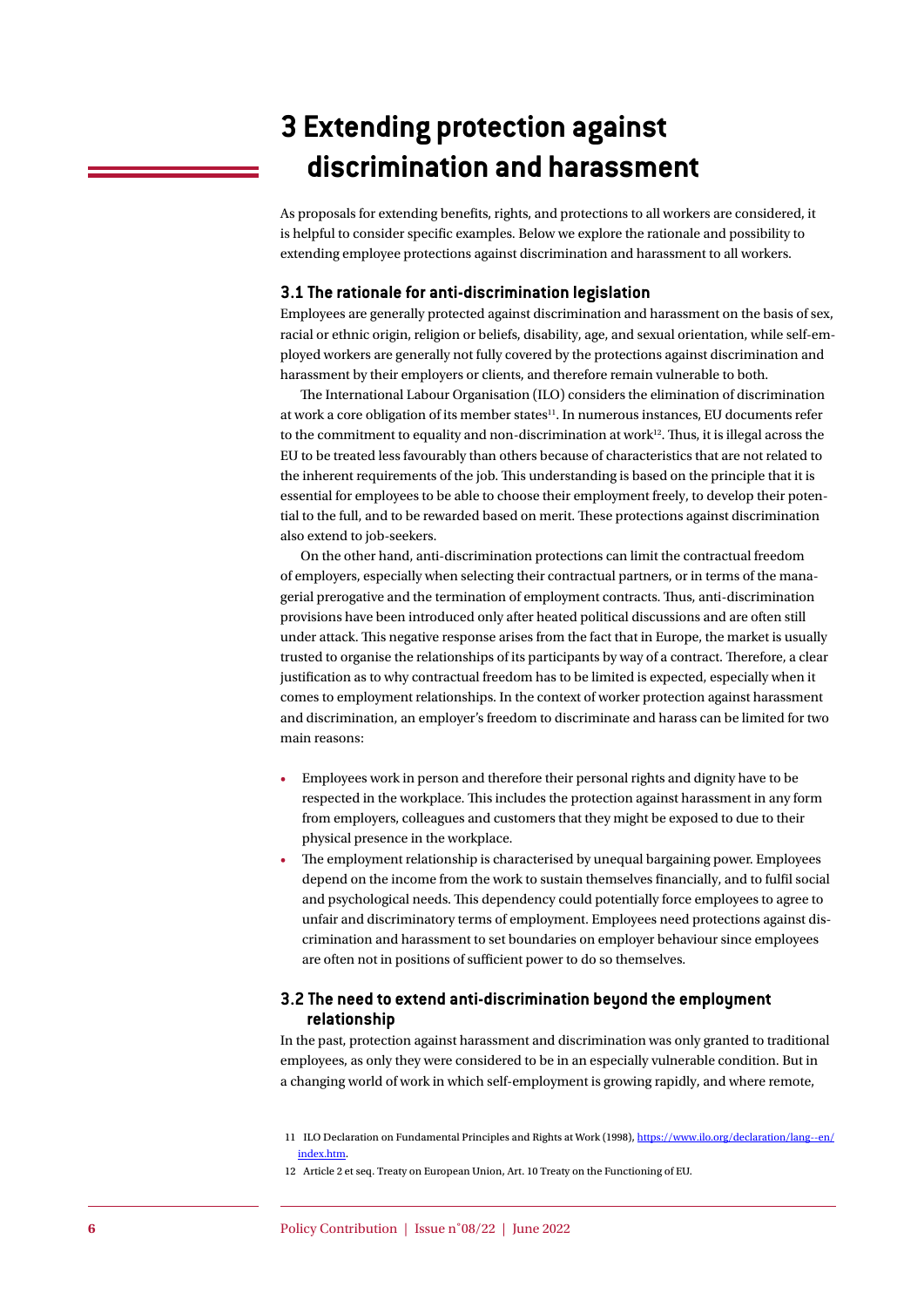# 3 Extending protection against discrimination and harassment

As proposals for extending benefits, rights, and protections to all workers are considered, it is helpful to consider specific examples. Below we explore the rationale and possibility to extending employee protections against discrimination and harassment to all workers.

## 3.1 The rationale for anti-discrimination legislation

Employees are generally protected against discrimination and harassment on the basis of sex, racial or ethnic origin, religion or beliefs, disability, age, and sexual orientation, while self-employed workers are generally not fully covered by the protections against discrimination and harassment by their employers or clients, and therefore remain vulnerable to both.

The International Labour Organisation (ILO) considers the elimination of discrimination at work a core obligation of its member states[11]. In numerous instances, EU documents refer to the commitment to equality and non-discrimination at work[12]. Thus, it is illegal across the EU to be treated less favourably than others because of characteristics that are not related to the inherent requirements of the job. This understanding is based on the principle that it is essential for employees to be able to choose their employment freely, to develop their potential to the full, and to be rewarded based on merit. These protections against discrimination also extend to job-seekers.

On the other hand, anti-discrimination protections can limit the contractual freedom of employers, especially when selecting their contractual partners, or in terms of the managerial prerogative and the termination of employment contracts. Thus, anti-discrimination provisions have been introduced only after heated political discussions and are often still under attack. This negative response arises from the fact that in Europe, the market is usually trusted to organise the relationships of its participants by way of a contract. Therefore, a clear justification as to why contractual freedom has to be limited is expected, especially when it comes to employment relationships. In the context of worker protection against harassment and discrimination, an employer's freedom to discriminate and harass can be limited for two main reasons:

- Employees work in person and therefore their personal rights and dignity have to be respected in the workplace. This includes the protection against harassment in any form from employers, colleagues and customers that they might be exposed to due to their physical presence in the workplace.
- The employment relationship is characterised by unequal bargaining power. Employees depend on the income from the work to sustain themselves financially, and to fulfil social and psychological needs. This dependency could potentially force employees to agree to unfair and discriminatory terms of employment. Employees need protections against discrimination and harassment to set boundaries on employer behaviour since employees are often not in positions of sufficient power to do so themselves.

## 3.2 The need to extend anti-discrimination beyond the employment relationship

In the past, protection against harassment and discrimination was only granted to traditional employees, as only they were considered to be in an especially vulnerable condition. But in a changing world of work in which self-employment is growing rapidly, and where remote,

11 ILO Declaration on Fundamental Principles and Rights at Work (1998), https://www.ilo.org/declaration/lang--en/index.htm.

12 Article 2 et seq. Treaty on European Union, Art. 10 Treaty on the Functioning of EU.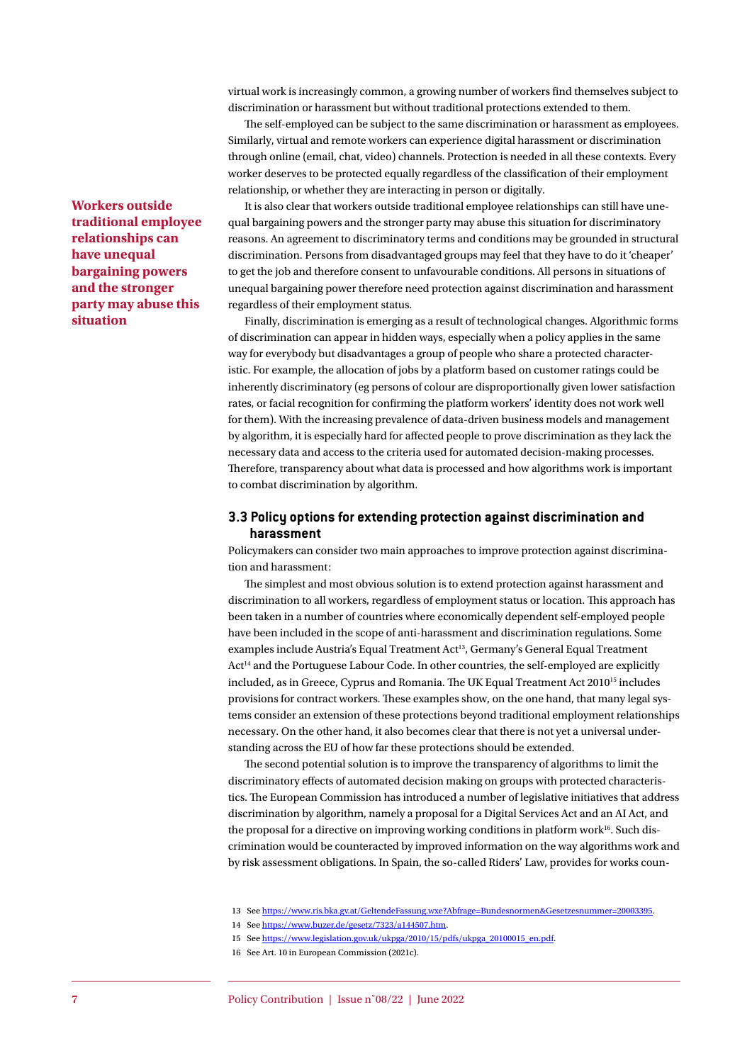virtual work is increasingly common, a growing number of workers find themselves subject to discrimination or harassment but without traditional protections extended to them.

The self-employed can be subject to the same discrimination or harassment as employees. Similarly, virtual and remote workers can experience digital harassment or discrimination through online (email, chat, video) channels. Protection is needed in all these contexts. Every worker deserves to be protected equally regardless of the classification of their employment relationship, or whether they are interacting in person or digitally.

**Workers outside traditional employee relationships can have unequal bargaining powers and the stronger party may abuse this situation**

It is also clear that workers outside traditional employee relationships can still have unequal bargaining powers and the stronger party may abuse this situation for discriminatory reasons. An agreement to discriminatory terms and conditions may be grounded in structural discrimination. Persons from disadvantaged groups may feel that they have to do it 'cheaper' to get the job and therefore consent to unfavourable conditions. All persons in situations of unequal bargaining power therefore need protection against discrimination and harassment regardless of their employment status.

Finally, discrimination is emerging as a result of technological changes. Algorithmic forms of discrimination can appear in hidden ways, especially when a policy applies in the same way for everybody but disadvantages a group of people who share a protected characteristic. For example, the allocation of jobs by a platform based on customer ratings could be inherently discriminatory (eg persons of colour are disproportionally given lower satisfaction rates, or facial recognition for confirming the platform workers' identity does not work well for them). With the increasing prevalence of data-driven business models and management by algorithm, it is especially hard for affected people to prove discrimination as they lack the necessary data and access to the criteria used for automated decision-making processes. Therefore, transparency about what data is processed and how algorithms work is important to combat discrimination by algorithm.

### 3.3 Policy options for extending protection against discrimination and harassment

Policymakers can consider two main approaches to improve protection against discrimination and harassment:

The simplest and most obvious solution is to extend protection against harassment and discrimination to all workers, regardless of employment status or location. This approach has been taken in a number of countries where economically dependent self-employed people have been included in the scope of anti-harassment and discrimination regulations. Some examples include Austria's Equal Treatment Act[13], Germany's General Equal Treatment Act[14] and the Portuguese Labour Code. In other countries, the self-employed are explicitly included, as in Greece, Cyprus and Romania. The UK Equal Treatment Act 2010[15] includes provisions for contract workers. These examples show, on the one hand, that many legal systems consider an extension of these protections beyond traditional employment relationships necessary. On the other hand, it also becomes clear that there is not yet a universal understanding across the EU of how far these protections should be extended.

The second potential solution is to improve the transparency of algorithms to limit the discriminatory effects of automated decision making on groups with protected characteristics. The European Commission has introduced a number of legislative initiatives that address discrimination by algorithm, namely a proposal for a Digital Services Act and an AI Act, and the proposal for a directive on improving working conditions in platform work[16]. Such discrimination would be counteracted by improved information on the way algorithms work and by risk assessment obligations. In Spain, the so-called Riders' Law, provides for works coun-

13 See https://www.ris.bka.gv.at/GeltendeFassung.wxe?Abfrage=Bundesnormen&Gesetzesnummer=20003395.

14 See https://www.buzer.de/gesetz/7323/a144507.htm.

15 See https://www.legislation.gov.uk/ukpga/2010/15/pdfs/ukpga_20100015_en.pdf.

16 See Art. 10 in European Commission (2021c).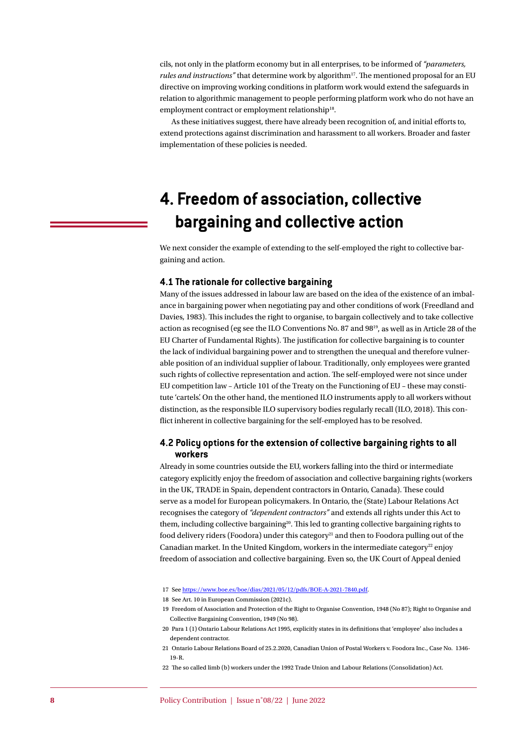cils, not only in the platform economy but in all enterprises, to be informed of *"parameters, rules and instructions"* that determine work by algorithm[17]. The mentioned proposal for an EU directive on improving working conditions in platform work would extend the safeguards in relation to algorithmic management to people performing platform work who do not have an employment contract or employment relationship[18].

As these initiatives suggest, there have already been recognition of, and initial efforts to, extend protections against discrimination and harassment to all workers. Broader and faster implementation of these policies is needed.

# 4. Freedom of association, collective bargaining and collective action

We next consider the example of extending to the self-employed the right to collective bargaining and action.

## 4.1 The rationale for collective bargaining

Many of the issues addressed in labour law are based on the idea of the existence of an imbalance in bargaining power when negotiating pay and other conditions of work (Freedland and Davies, 1983). This includes the right to organise, to bargain collectively and to take collective action as recognised (eg see the ILO Conventions No. 87 and 98[19], as well as in Article 28 of the EU Charter of Fundamental Rights). The justification for collective bargaining is to counter the lack of individual bargaining power and to strengthen the unequal and therefore vulnerable position of an individual supplier of labour. Traditionally, only employees were granted such rights of collective representation and action. The self-employed were not since under EU competition law – Article 101 of the Treaty on the Functioning of EU – these may constitute 'cartels'. On the other hand, the mentioned ILO instruments apply to all workers without distinction, as the responsible ILO supervisory bodies regularly recall (ILO, 2018). This conflict inherent in collective bargaining for the self-employed has to be resolved.

## 4.2 Policy options for the extension of collective bargaining rights to all workers

Already in some countries outside the EU, workers falling into the third or intermediate category explicitly enjoy the freedom of association and collective bargaining rights (workers in the UK, TRADE in Spain, dependent contractors in Ontario, Canada). These could serve as a model for European policymakers. In Ontario, the (State) Labour Relations Act recognises the category of *"dependent contractors"* and extends all rights under this Act to them, including collective bargaining[20]. This led to granting collective bargaining rights to food delivery riders (Foodora) under this category[21] and then to Foodora pulling out of the Canadian market. In the United Kingdom, workers in the intermediate category[22] enjoy freedom of association and collective bargaining. Even so, the UK Court of Appeal denied

17 See https://www.boe.es/boe/dias/2021/05/12/pdfs/BOE-A-2021-7840.pdf.

18 See Art. 10 in European Commission (2021c).

19 Freedom of Association and Protection of the Right to Organise Convention, 1948 (No 87); Right to Organise and Collective Bargaining Convention, 1949 (No 98).

20 Para 1 (1) Ontario Labour Relations Act 1995, explicitly states in its definitions that 'employee' also includes a dependent contractor.

21 Ontario Labour Relations Board of 25.2.2020, Canadian Union of Postal Workers v. Foodora Inc., Case No. 1346-19-R.

22 The so called limb (b) workers under the 1992 Trade Union and Labour Relations (Consolidation) Act.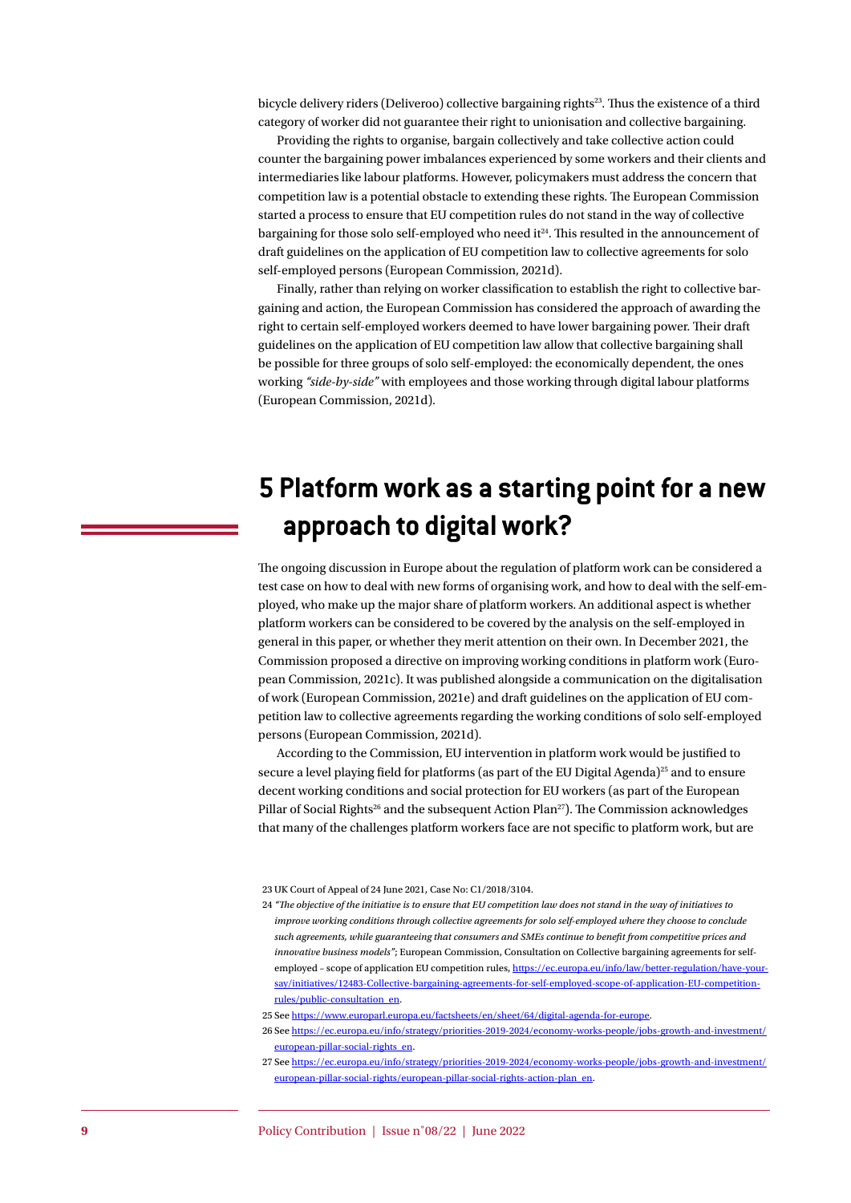bicycle delivery riders (Deliveroo) collective bargaining rights[23]. Thus the existence of a third category of worker did not guarantee their right to unionisation and collective bargaining.

Providing the rights to organise, bargain collectively and take collective action could counter the bargaining power imbalances experienced by some workers and their clients and intermediaries like labour platforms. However, policymakers must address the concern that competition law is a potential obstacle to extending these rights. The European Commission started a process to ensure that EU competition rules do not stand in the way of collective bargaining for those solo self-employed who need it[24]. This resulted in the announcement of draft guidelines on the application of EU competition law to collective agreements for solo self-employed persons (European Commission, 2021d).

Finally, rather than relying on worker classification to establish the right to collective bargaining and action, the European Commission has considered the approach of awarding the right to certain self-employed workers deemed to have lower bargaining power. Their draft guidelines on the application of EU competition law allow that collective bargaining shall be possible for three groups of solo self-employed: the economically dependent, the ones working *"side-by-side"* with employees and those working through digital labour platforms (European Commission, 2021d).

# 5 Platform work as a starting point for a new approach to digital work?

The ongoing discussion in Europe about the regulation of platform work can be considered a test case on how to deal with new forms of organising work, and how to deal with the self-employed, who make up the major share of platform workers. An additional aspect is whether platform workers can be considered to be covered by the analysis on the self-employed in general in this paper, or whether they merit attention on their own. In December 2021, the Commission proposed a directive on improving working conditions in platform work (European Commission, 2021c). It was published alongside a communication on the digitalisation of work (European Commission, 2021e) and draft guidelines on the application of EU competition law to collective agreements regarding the working conditions of solo self-employed persons (European Commission, 2021d).

According to the Commission, EU intervention in platform work would be justified to secure a level playing field for platforms (as part of the EU Digital Agenda)[25] and to ensure decent working conditions and social protection for EU workers (as part of the European Pillar of Social Rights[26] and the subsequent Action Plan[27]). The Commission acknowledges that many of the challenges platform workers face are not specific to platform work, but are

23 UK Court of Appeal of 24 June 2021, Case No: C1/2018/3104.

24 *"The objective of the initiative is to ensure that EU competition law does not stand in the way of initiatives to improve working conditions through collective agreements for solo self-employed where they choose to conclude such agreements, while guaranteeing that consumers and SMEs continue to benefit from competitive prices and innovative business models"*; European Commission, Consultation on Collective bargaining agreements for self-employed – scope of application EU competition rules, https://ec.europa.eu/info/law/better-regulation/have-your-say/initiatives/12483-Collective-bargaining-agreements-for-self-employed-scope-of-application-EU-competition-rules/public-consultation_en.

25 See https://www.europarl.europa.eu/factsheets/en/sheet/64/digital-agenda-for-europe.

26 See https://ec.europa.eu/info/strategy/priorities-2019-2024/economy-works-people/jobs-growth-and-investment/european-pillar-social-rights_en.

27 See https://ec.europa.eu/info/strategy/priorities-2019-2024/economy-works-people/jobs-growth-and-investment/european-pillar-social-rights/european-pillar-social-rights-action-plan_en.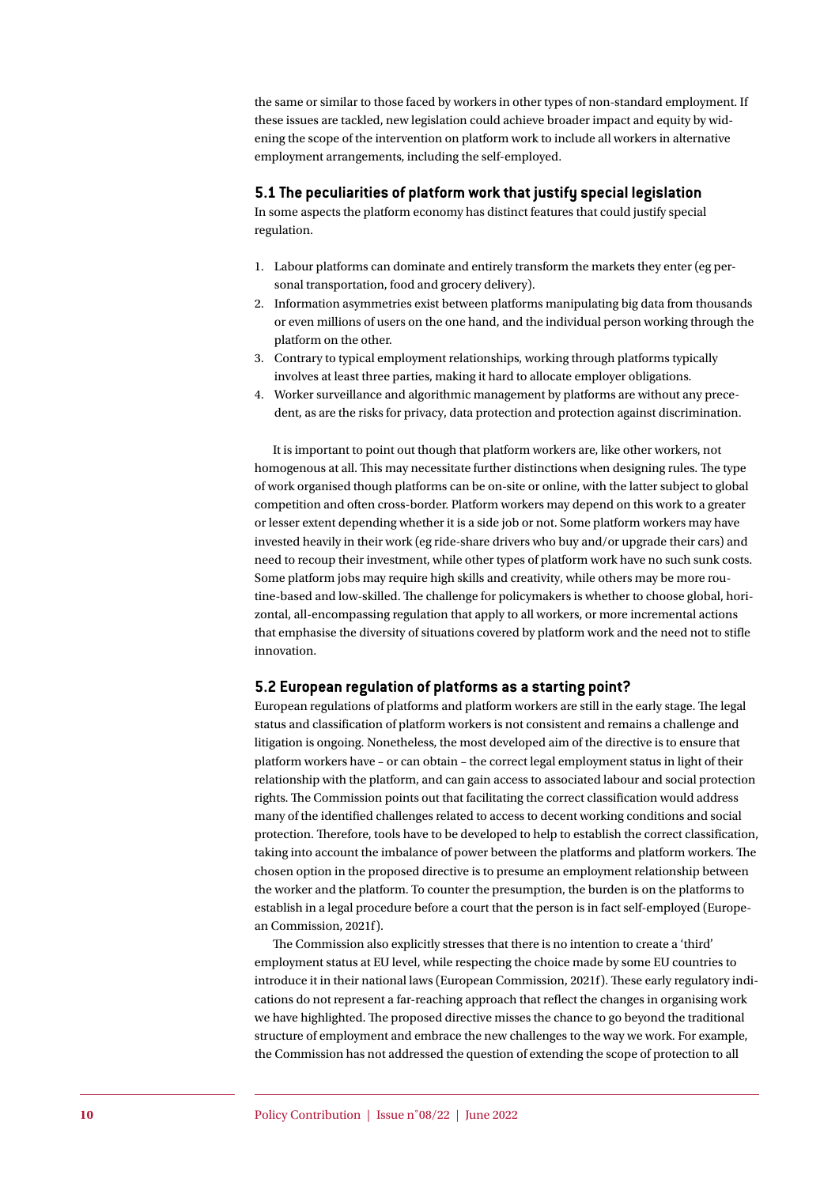the same or similar to those faced by workers in other types of non-standard employment. If these issues are tackled, new legislation could achieve broader impact and equity by widening the scope of the intervention on platform work to include all workers in alternative employment arrangements, including the self-employed.

### 5.1 The peculiarities of platform work that justify special legislation

In some aspects the platform economy has distinct features that could justify special regulation.

1. Labour platforms can dominate and entirely transform the markets they enter (eg personal transportation, food and grocery delivery).
2. Information asymmetries exist between platforms manipulating big data from thousands or even millions of users on the one hand, and the individual person working through the platform on the other.
3. Contrary to typical employment relationships, working through platforms typically involves at least three parties, making it hard to allocate employer obligations.
4. Worker surveillance and algorithmic management by platforms are without any precedent, as are the risks for privacy, data protection and protection against discrimination.

It is important to point out though that platform workers are, like other workers, not homogenous at all. This may necessitate further distinctions when designing rules. The type of work organised though platforms can be on-site or online, with the latter subject to global competition and often cross-border. Platform workers may depend on this work to a greater or lesser extent depending whether it is a side job or not. Some platform workers may have invested heavily in their work (eg ride-share drivers who buy and/or upgrade their cars) and need to recoup their investment, while other types of platform work have no such sunk costs. Some platform jobs may require high skills and creativity, while others may be more routine-based and low-skilled. The challenge for policymakers is whether to choose global, horizontal, all-encompassing regulation that apply to all workers, or more incremental actions that emphasise the diversity of situations covered by platform work and the need not to stifle innovation.

### 5.2 European regulation of platforms as a starting point?

European regulations of platforms and platform workers are still in the early stage. The legal status and classification of platform workers is not consistent and remains a challenge and litigation is ongoing. Nonetheless, the most developed aim of the directive is to ensure that platform workers have – or can obtain – the correct legal employment status in light of their relationship with the platform, and can gain access to associated labour and social protection rights. The Commission points out that facilitating the correct classification would address many of the identified challenges related to access to decent working conditions and social protection. Therefore, tools have to be developed to help to establish the correct classification, taking into account the imbalance of power between the platforms and platform workers. The chosen option in the proposed directive is to presume an employment relationship between the worker and the platform. To counter the presumption, the burden is on the platforms to establish in a legal procedure before a court that the person is in fact self-employed (European Commission, 2021f).

The Commission also explicitly stresses that there is no intention to create a 'third' employment status at EU level, while respecting the choice made by some EU countries to introduce it in their national laws (European Commission, 2021f). These early regulatory indications do not represent a far-reaching approach that reflect the changes in organising work we have highlighted. The proposed directive misses the chance to go beyond the traditional structure of employment and embrace the new challenges to the way we work. For example, the Commission has not addressed the question of extending the scope of protection to all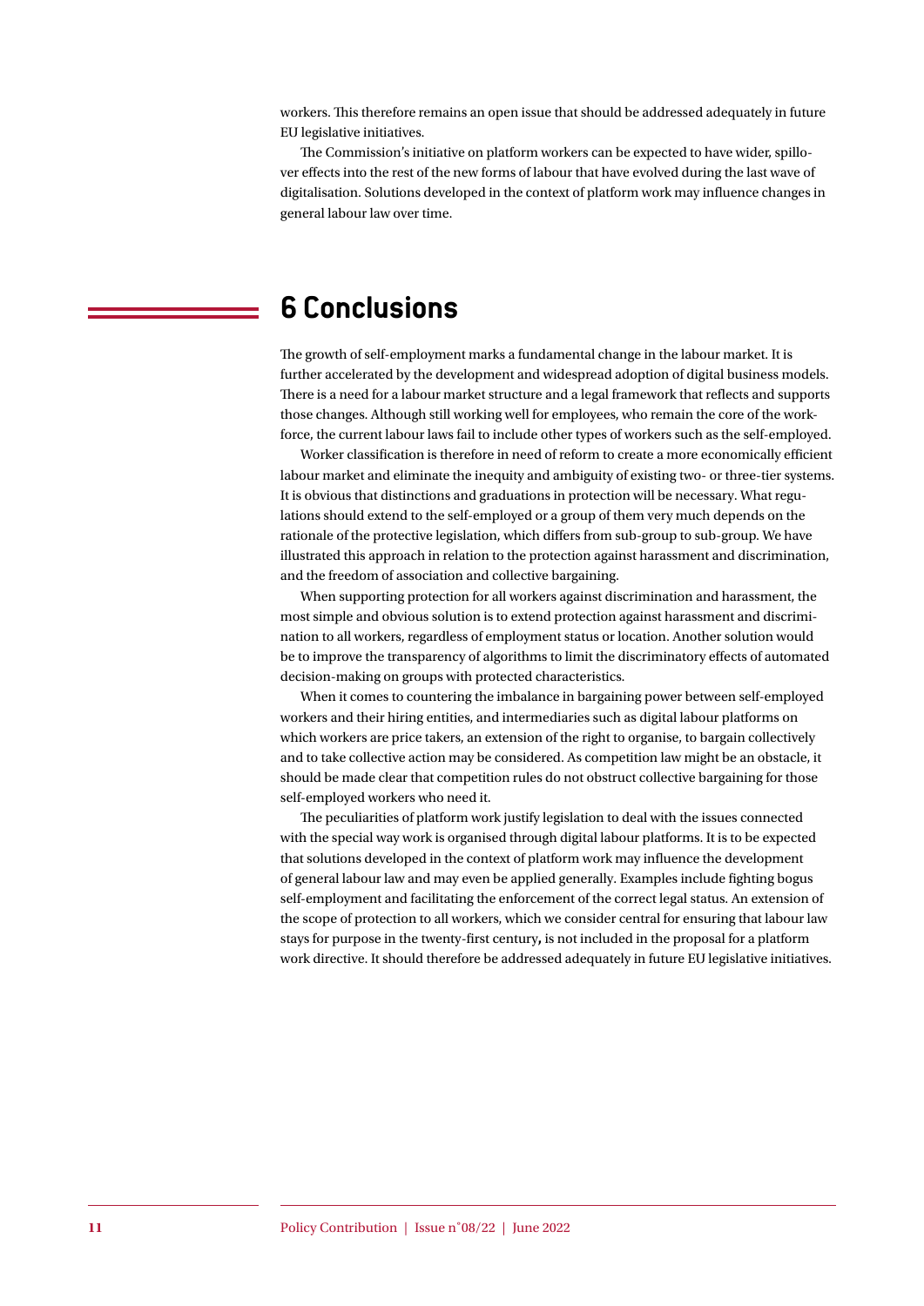workers. This therefore remains an open issue that should be addressed adequately in future EU legislative initiatives.

The Commission's initiative on platform workers can be expected to have wider, spillover effects into the rest of the new forms of labour that have evolved during the last wave of digitalisation. Solutions developed in the context of platform work may influence changes in general labour law over time.

## 6 Conclusions

The growth of self-employment marks a fundamental change in the labour market. It is further accelerated by the development and widespread adoption of digital business models. There is a need for a labour market structure and a legal framework that reflects and supports those changes. Although still working well for employees, who remain the core of the workforce, the current labour laws fail to include other types of workers such as the self-employed.

Worker classification is therefore in need of reform to create a more economically efficient labour market and eliminate the inequity and ambiguity of existing two- or three-tier systems. It is obvious that distinctions and graduations in protection will be necessary. What regulations should extend to the self-employed or a group of them very much depends on the rationale of the protective legislation, which differs from sub-group to sub-group. We have illustrated this approach in relation to the protection against harassment and discrimination, and the freedom of association and collective bargaining.

When supporting protection for all workers against discrimination and harassment, the most simple and obvious solution is to extend protection against harassment and discrimination to all workers, regardless of employment status or location. Another solution would be to improve the transparency of algorithms to limit the discriminatory effects of automated decision-making on groups with protected characteristics.

When it comes to countering the imbalance in bargaining power between self-employed workers and their hiring entities, and intermediaries such as digital labour platforms on which workers are price takers, an extension of the right to organise, to bargain collectively and to take collective action may be considered. As competition law might be an obstacle, it should be made clear that competition rules do not obstruct collective bargaining for those self-employed workers who need it.

The peculiarities of platform work justify legislation to deal with the issues connected with the special way work is organised through digital labour platforms. It is to be expected that solutions developed in the context of platform work may influence the development of general labour law and may even be applied generally. Examples include fighting bogus self-employment and facilitating the enforcement of the correct legal status. An extension of the scope of protection to all workers, which we consider central for ensuring that labour law stays for purpose in the twenty-first century, is not included in the proposal for a platform work directive. It should therefore be addressed adequately in future EU legislative initiatives.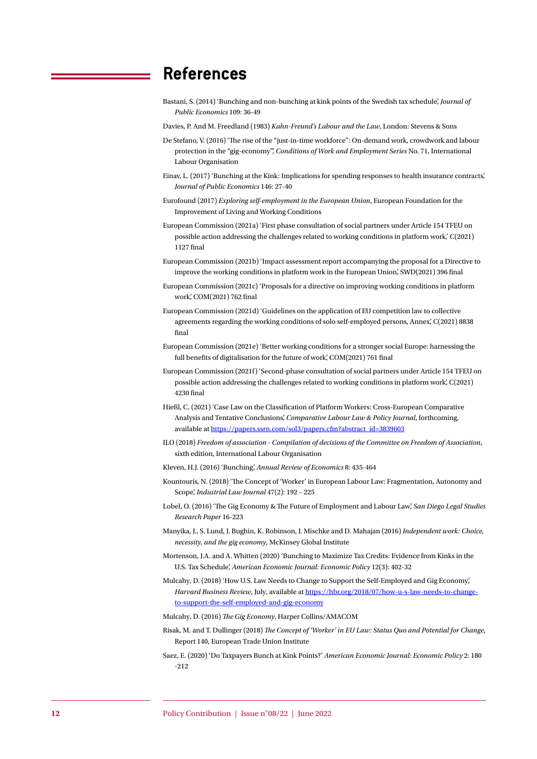# References

Bastani, S. (2014) 'Bunching and non-bunching at kink points of the Swedish tax schedule', *Journal of Public Economics* 109: 36-49

Davies, P. And M. Freedland (1983) *Kahn-Freund's Labour and the Law*, London: Stevens & Sons

De Stefano, V. (2016) 'The rise of the "just-in-time workforce": On-demand work, crowdwork and labour protection in the "gig-economy"', *Conditions of Work and Employment Series* No. 71, International Labour Organisation

Einav, L. (2017) 'Bunching at the Kink: Implications for spending responses to health insurance contracts', *Journal of Public Economics* 146: 27-40

Eurofound (2017) *Exploring self-employment in the European Union*, European Foundation for the Improvement of Living and Working Conditions

European Commission (2021a) 'First phase consultation of social partners under Article 154 TFEU on possible action addressing the challenges related to working conditions in platform work', C(2021) 1127 final

European Commission (2021b) 'Impact assessment report accompanying the proposal for a Directive to improve the working conditions in platform work in the European Union', SWD(2021) 396 final

European Commission (2021c) 'Proposals for a directive on improving working conditions in platform work', COM(2021) 762 final

European Commission (2021d) 'Guidelines on the application of EU competition law to collective agreements regarding the working conditions of solo self-employed persons, Annex', C(2021) 8838 final

European Commission (2021e) 'Better working conditions for a stronger social Europe: harnessing the full benefits of digitalisation for the future of work', COM(2021) 761 final

European Commission (2021f) 'Second-phase consultation of social partners under Article 154 TFEU on possible action addressing the challenges related to working conditions in platform work', C(2021) 4230 final

Hießl, C. (2021) 'Case Law on the Classification of Platform Workers: Cross-European Comparative Analysis and Tentative Conclusions', *Comparative Labour Law & Policy Journal*, forthcoming, available at https://papers.ssrn.com/sol3/papers.cfm?abstract_id=3839603

ILO (2018) *Freedom of association - Compilation of decisions of the Committee on Freedom of Association*, sixth edition, International Labour Organisation

Kleven, H.J. (2016) 'Bunching', *Annual Review of Economics* 8: 435-464

Kountouris, N. (2018) 'The Concept of 'Worker' in European Labour Law: Fragmentation, Autonomy and Scope', *Industrial Law Journal* 47(2): 192 – 225

Lobel, O. (2016) 'The Gig Economy & The Future of Employment and Labour Law', *San Diego Legal Studies Research Paper* 16-223

Manyika, J., S. Lund, J. Bughin, K. Robinson, J. Mischke and D. Mahajan (2016) *Independent work: Choice, necessity, and the gig economy*, McKinsey Global Institute

Mortenson, J.A. and A. Whitten (2020) 'Bunching to Maximize Tax Credits: Evidence from Kinks in the U.S. Tax Schedule', *American Economic Journal: Economic Policy* 12(3): 402-32

Mulcahy, D. (2018) 'How U.S. Law Needs to Change to Support the Self-Employed and Gig Economy', *Harvard Business Review*, July, available at https://hbr.org/2018/07/how-u-s-law-needs-to-change-to-support-the-self-employed-and-gig-economy

Mulcahy, D. (2016) *The Gig Economy*, Harper Collins/AMACOM

Risak, M. and T. Dullinger (2018) *The Concept of 'Worker' in EU Law: Status Quo and Potential for Change*, Report 140, European Trade Union Institute

Saez, E. (2020) 'Do Taxpayers Bunch at Kink Points?' *American Economic Journal: Economic Policy* 2: 180 -212